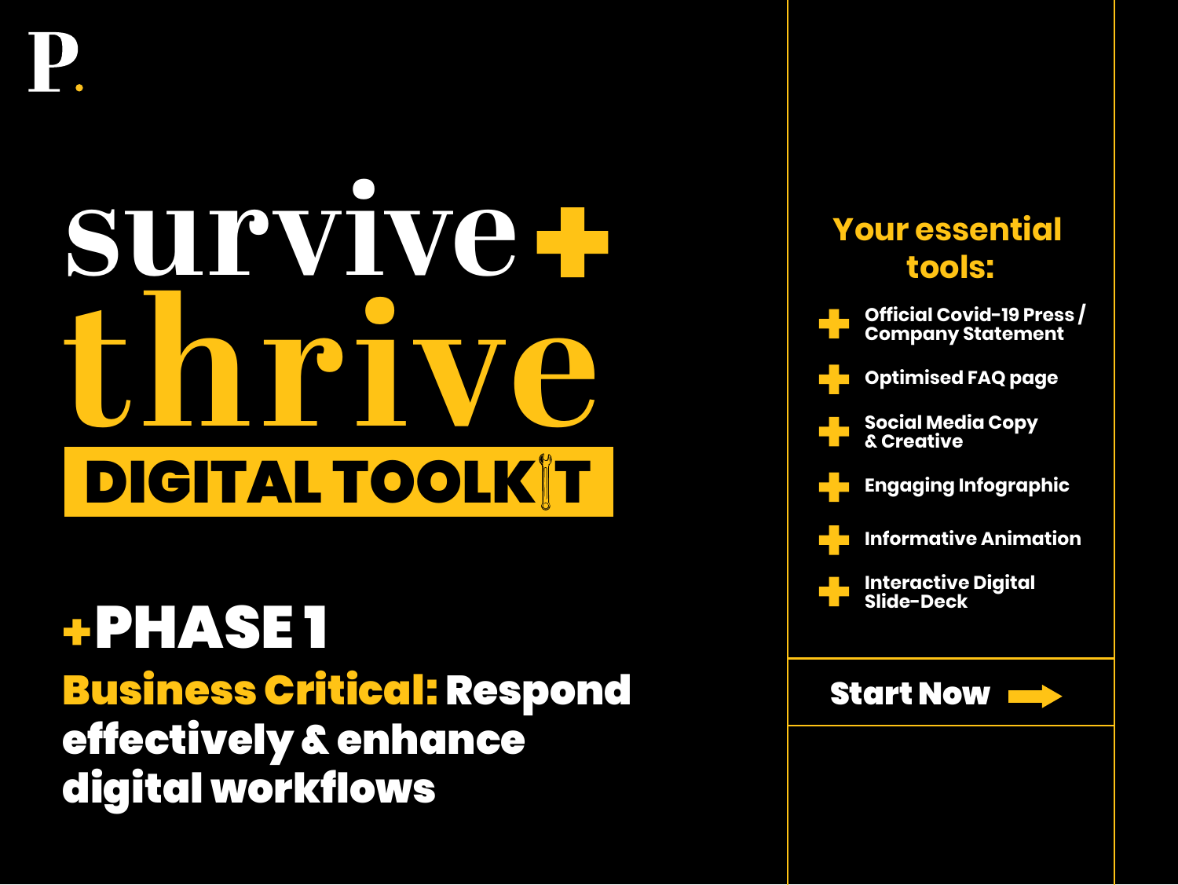P.

# survive + thrive

## DIGITAL TOOLKIT

### +PHASE 1

**Business Critical:** Respond effectively & enhance digital workflows

### Your essential tools:

- Official Covid-19 Press / Company Statement
- Optimised FAQ page
- Social Media Copy & Creative
- Engaging Infographic
- Informative Animation
- Interactive Digital Slide-Deck

**Start Now**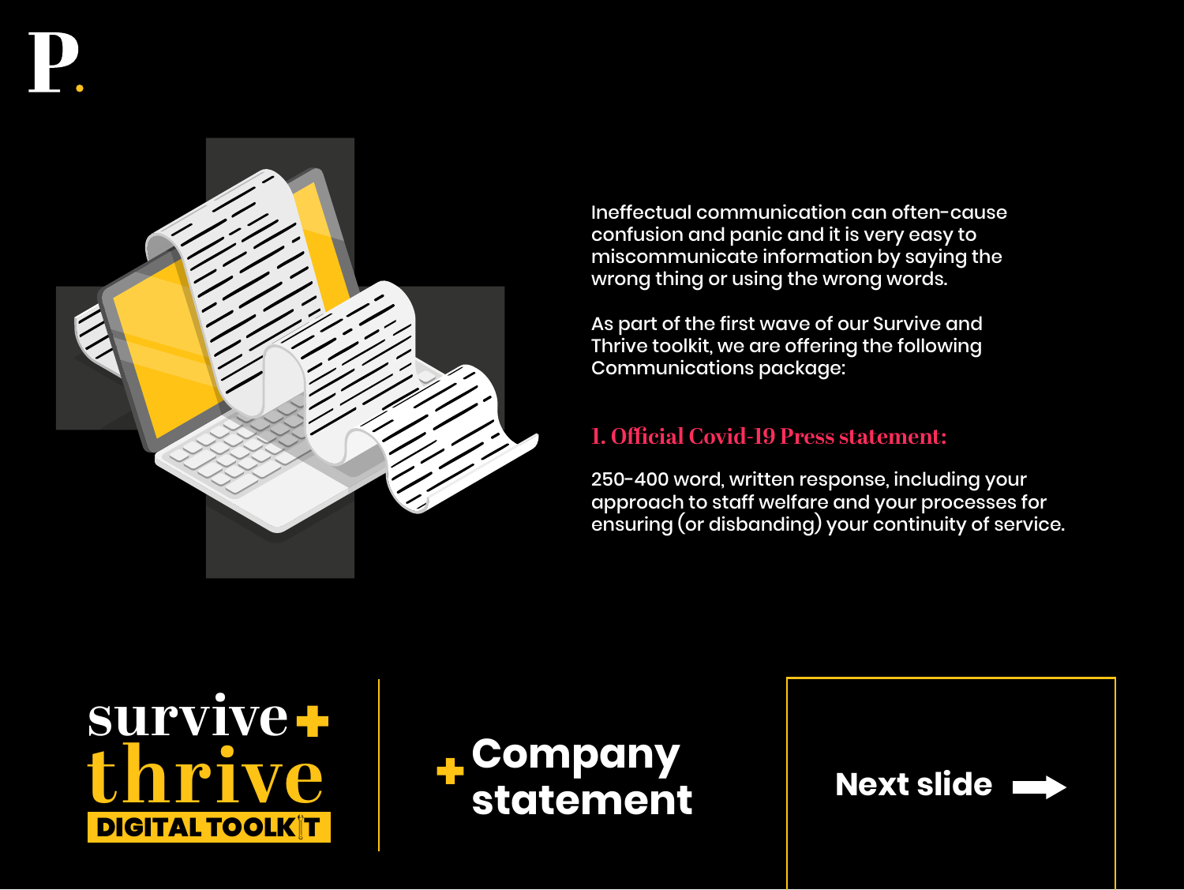Ineffectual communication can often-cause confusion and panic and it is very easy to miscommunicate information by saying the wrong thing or using the wrong words.

As part of the first wave of our Survive and Thrive toolkit, we are offering the following Communications package:

### 1. Official Covid-19 Press statement:

250-400 word, written response, including your approach to staff welfare and your processes for ensuring (or disbanding) your continuity of service.

survive + thrive DIGITAL TOOLKIT

+ Company statement

Next slide →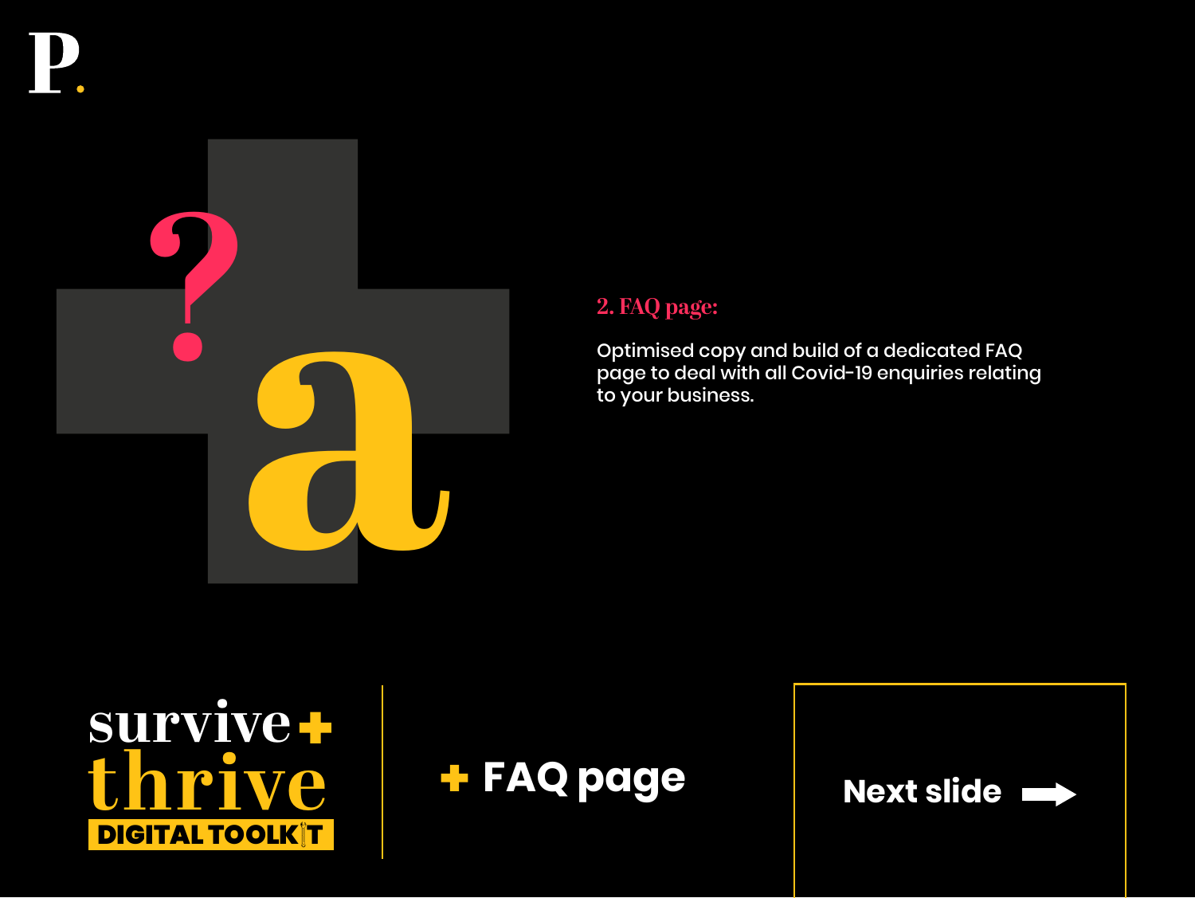## 2. FAQ page:

Optimised copy and build of a dedicated FAQ page to deal with all Covid-19 enquiries relating to your business.

survive+ thrive DIGITAL TOOLKIT

+ FAQ page

Next slide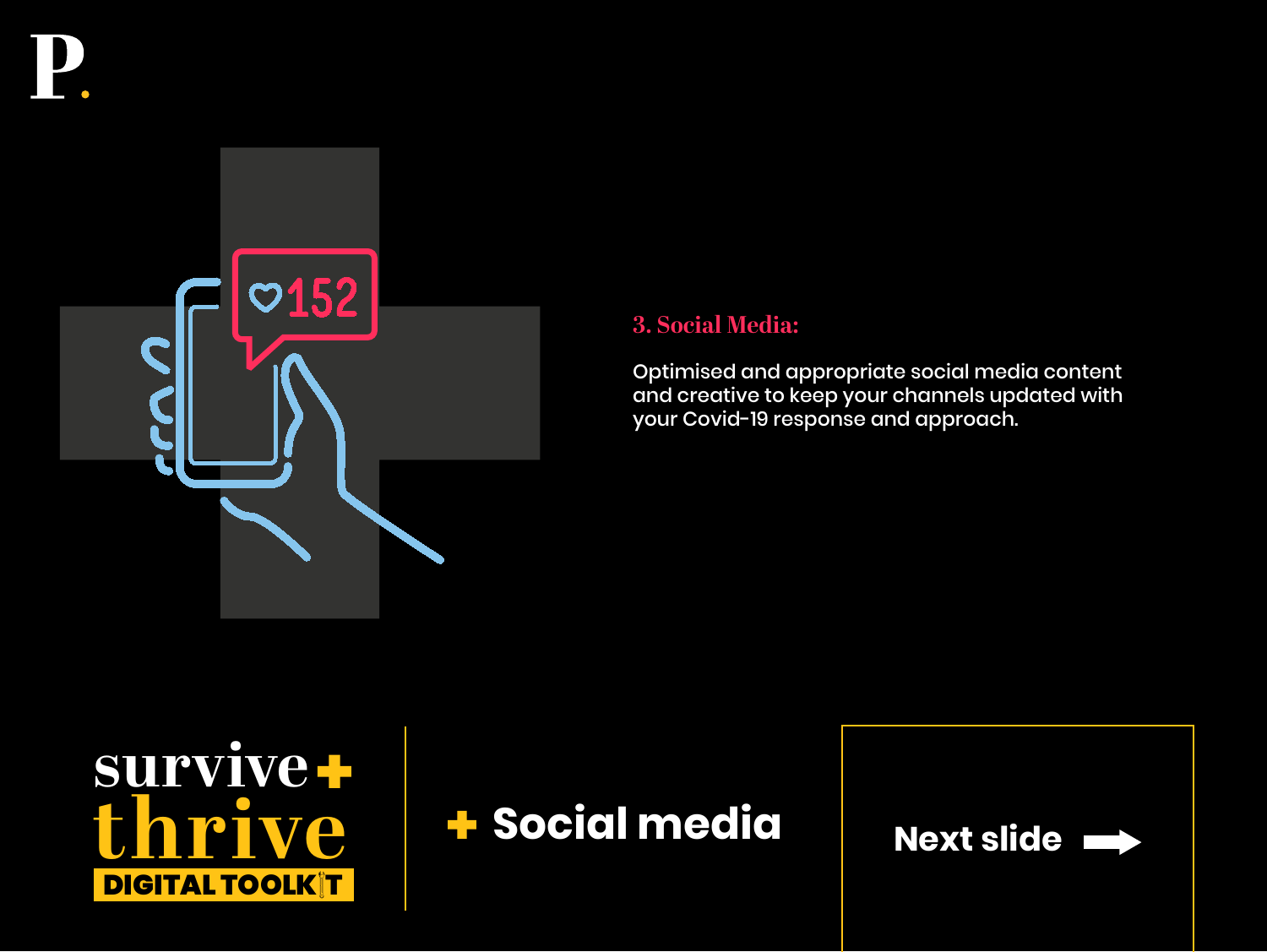### 3. Social Media:

Optimised and appropriate social media content and creative to keep your channels updated with your Covid-19 response and approach.

survive + thrive

DIGITAL TOOLKIT

## + Social media

Next slide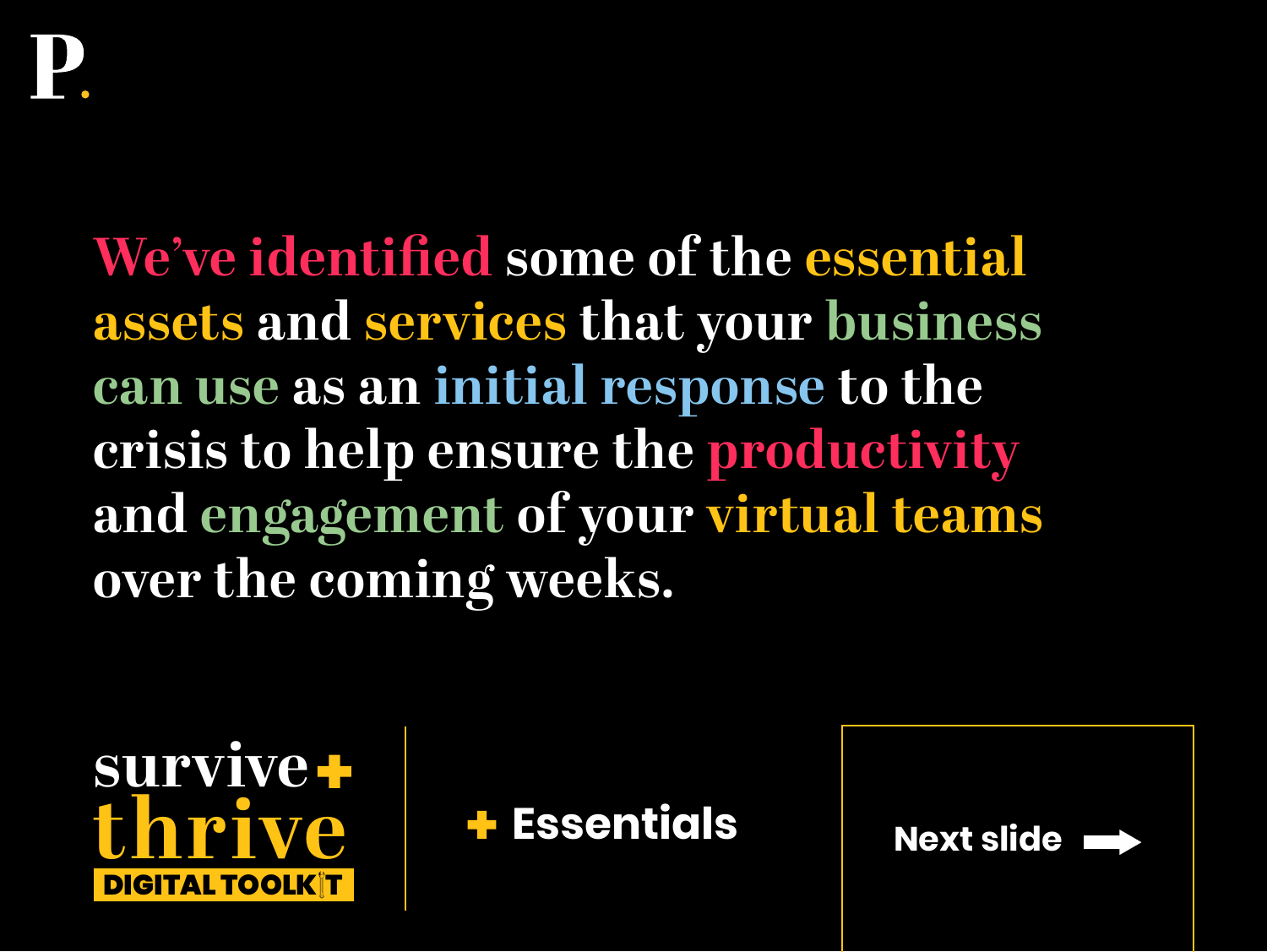P.

We've identified some of the essential assets and services that your business can use as an initial response to the crisis to help ensure the productivity and engagement of your virtual teams over the coming weeks.

survive + thrive

DIGITAL TOOLKIT

+ Essentials

Next slide →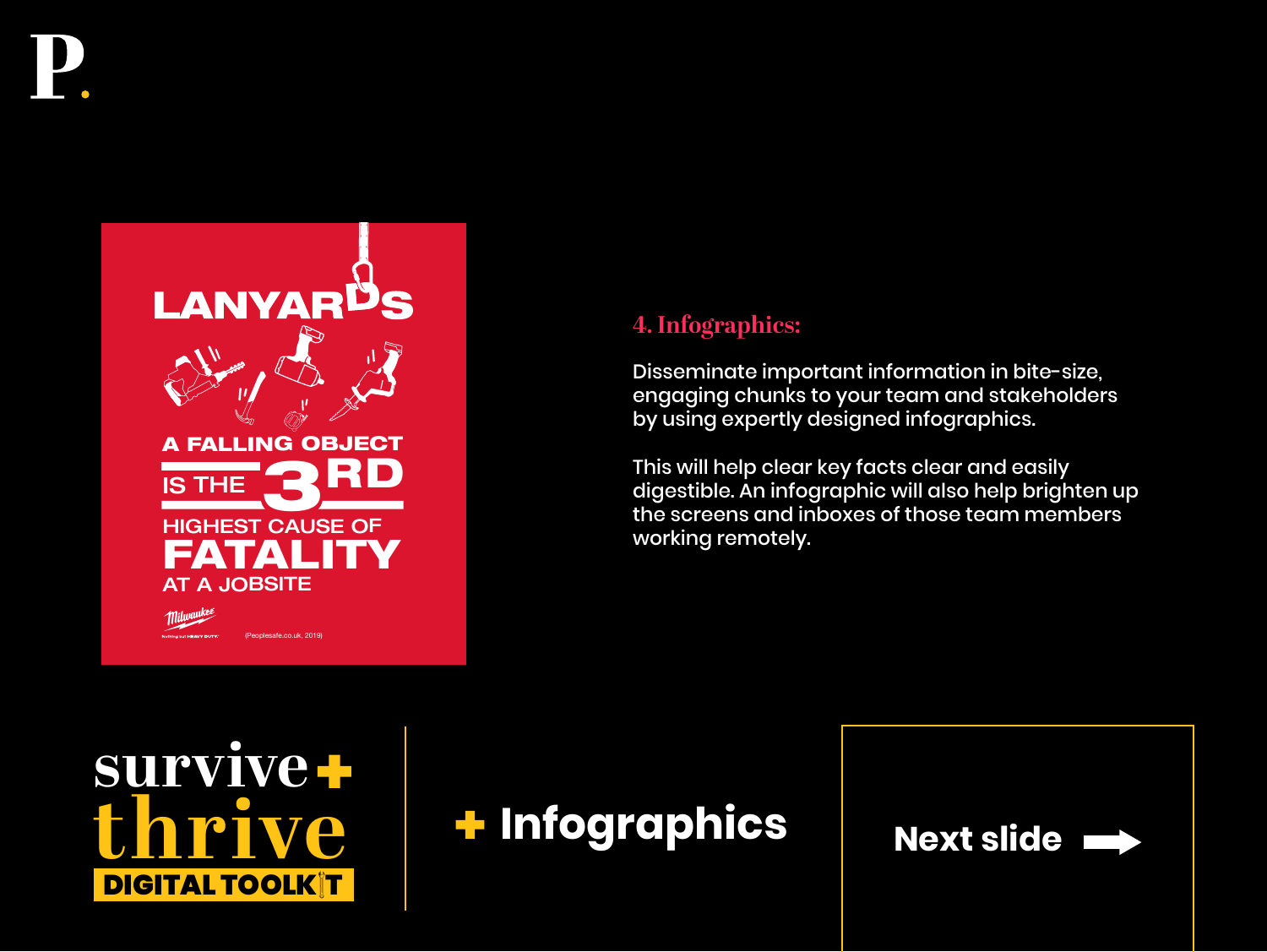LANYARDS

A FALLING OBJECT IS THE 3RD HIGHEST CAUSE OF FATALITY AT A JOBSITE

Milwaukee

Nothing but HEAVY DUTY.

(Peoplesafe.co.uk, 2019)

## 4. Infographics:

Disseminate important information in bite-size, engaging chunks to your team and stakeholders by using expertly designed infographics.

This will help clear key facts clear and easily digestible. An infographic will also help brighten up the screens and inboxes of those team members working remotely.

survive + thrive DIGITAL TOOLKIT

+ Infographics

Next slide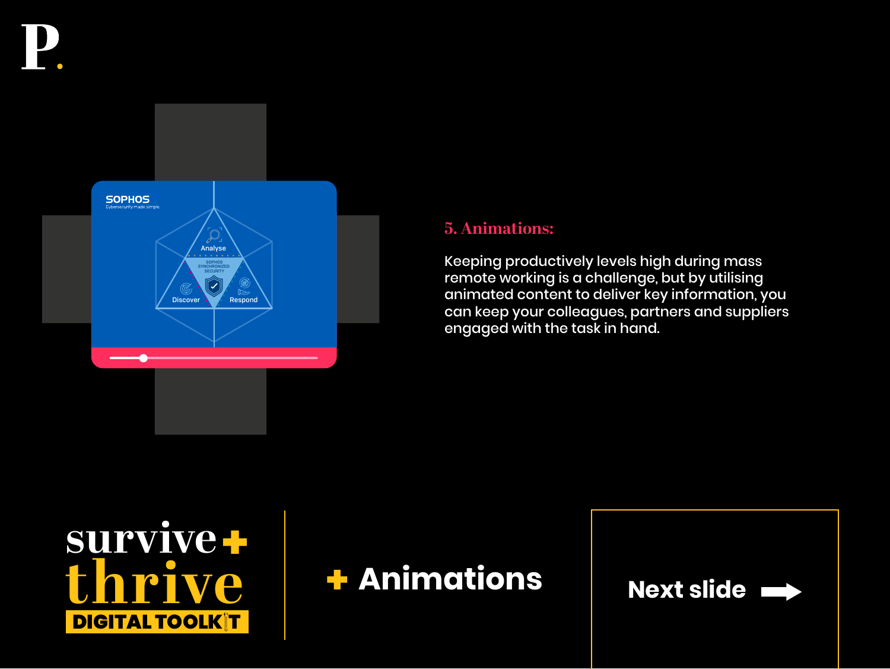## 5. Animations:

Keeping productively levels high during mass remote working is a challenge, but by utilising animated content to deliver key information, you can keep your colleagues, partners and suppliers engaged with the task in hand.

survive+ thrive DIGITAL TOOLKIT

**+ Animations**

**Next slide →**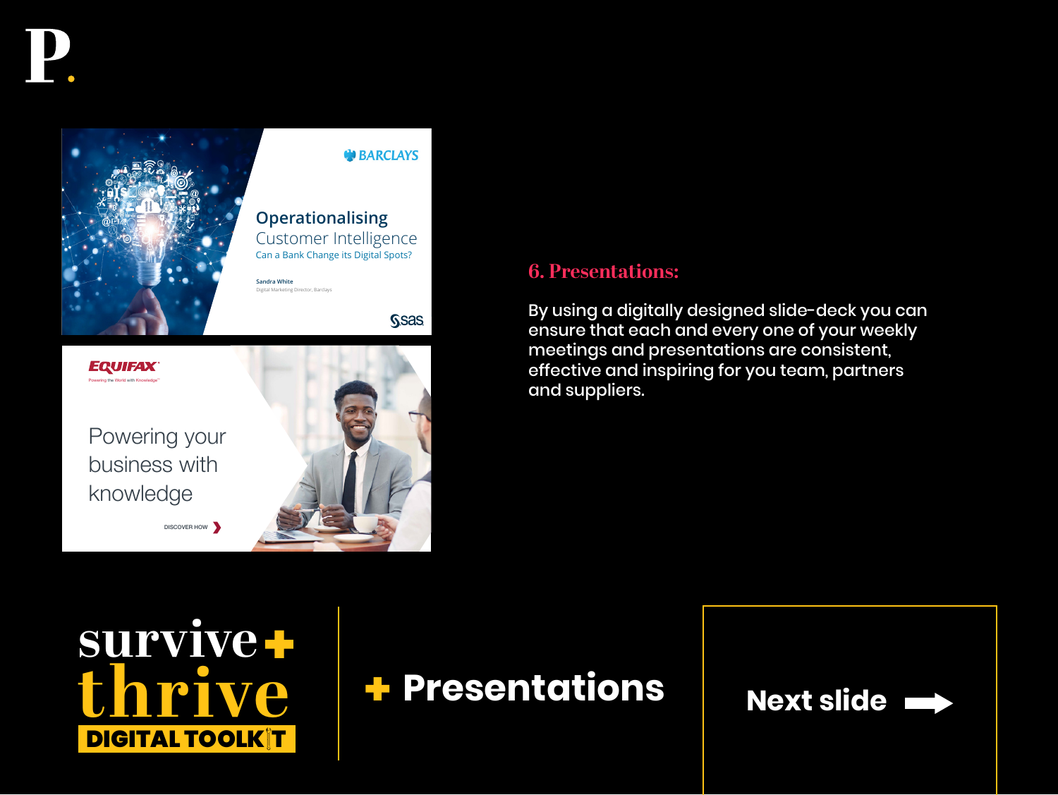## 6. Presentations:

By using a digitally designed slide-deck you can ensure that each and every one of your weekly meetings and presentations are consistent, effective and inspiring for you team, partners and suppliers.

survive + thrive DIGITAL TOOLKIT

+ Presentations

Next slide →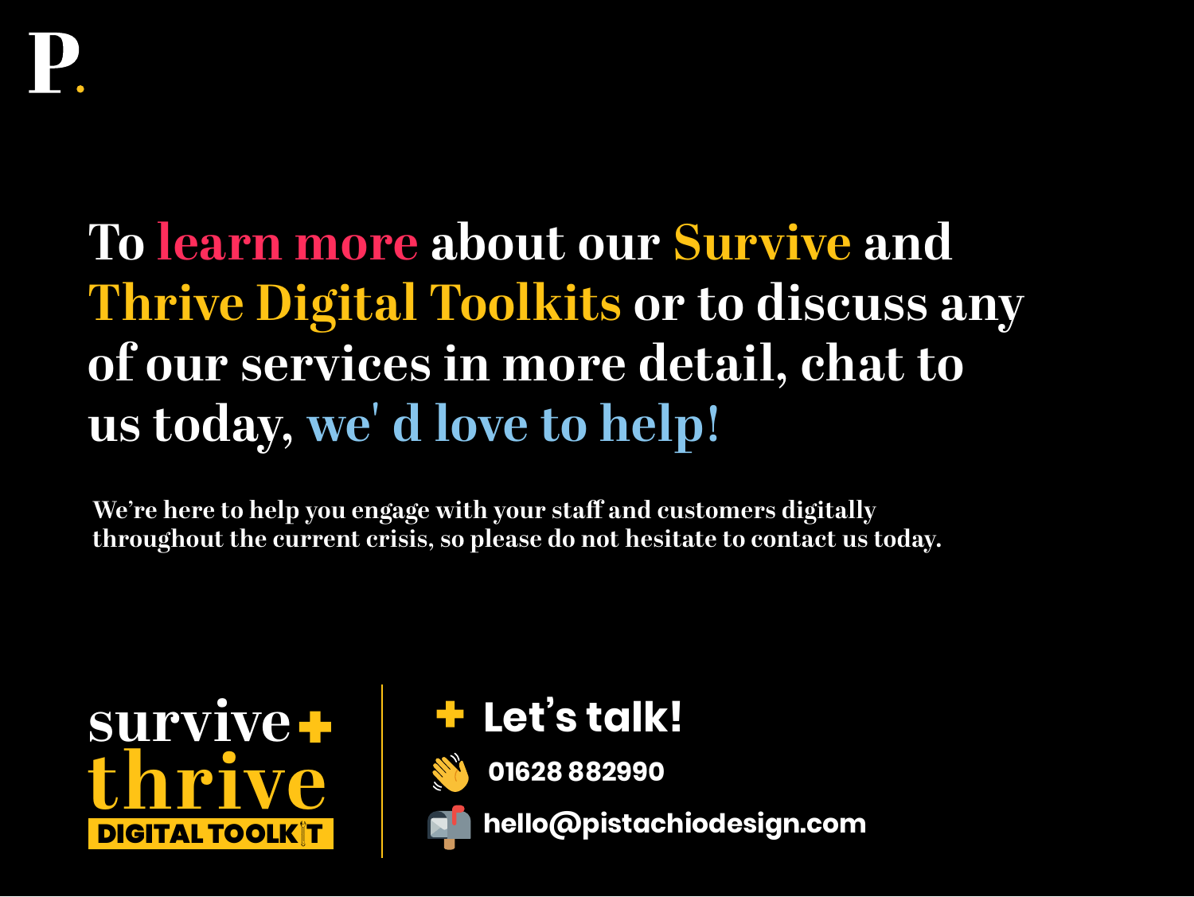P.

# To learn more about our Survive and Thrive Digital Toolkits or to discuss any of our services in more detail, chat to us today, we' d love to help!

We're here to help you engage with your staff and customers digitally throughout the current crisis, so please do not hesitate to contact us today.

survive+
thrive
DIGITAL TOOLKIT

## + Let's talk!

👋 01628 882990

📬 hello@pistachiodesign.com